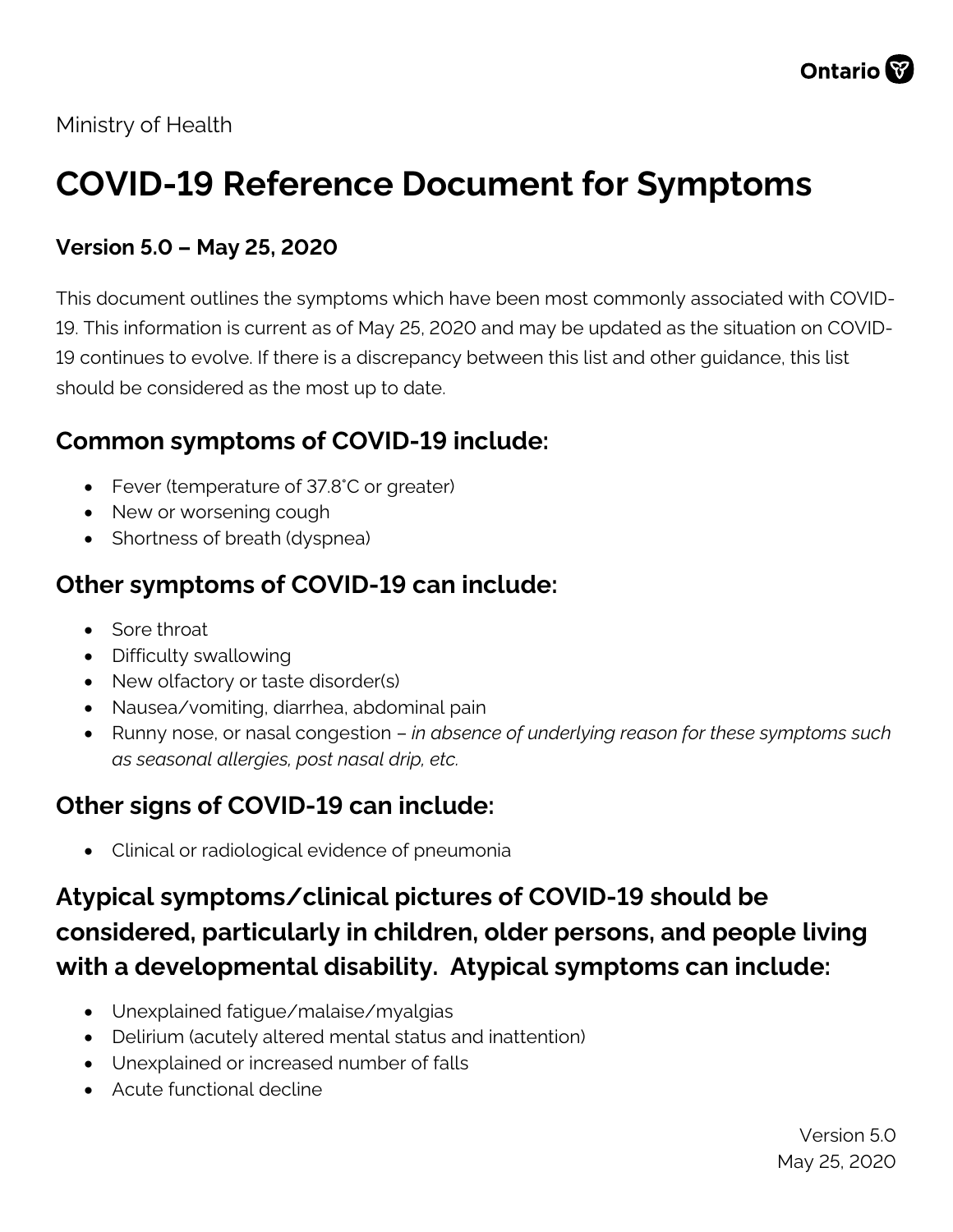Ministry of Health

# COVID-19 Reference Document for Symptoms

### Version 5.0 – May 25, 2020

This document outlines the symptoms which have been most commonly associated with COVID-19. This information is current as of May 25, 2020 and may be updated as the situation on COVID-19 continues to evolve. If there is a discrepancy between this list and other guidance, this list should be considered as the most up to date.

## Common symptoms of COVID-19 include:

- Fever (temperature of 37.8˚C or greater)
- New or worsening cough
- Shortness of breath (dyspnea)

## Other symptoms of COVID-19 can include:

- Sore throat
- Difficulty swallowing
- New olfactory or taste disorder(s)
- Nausea/vomiting, diarrhea, abdominal pain
- Runny nose, or nasal congestion – *in absence of underlying reason for these symptoms such as seasonal allergies, post nasal drip, etc.*

## Other signs of COVID-19 can include:

- Clinical or radiological evidence of pneumonia

## Atypical symptoms/clinical pictures of COVID-19 should be considered, particularly in children, older persons, and people living with a developmental disability. Atypical symptoms can include:

- Unexplained fatigue/malaise/myalgias
- Delirium (acutely altered mental status and inattention)
- Unexplained or increased number of falls
- Acute functional decline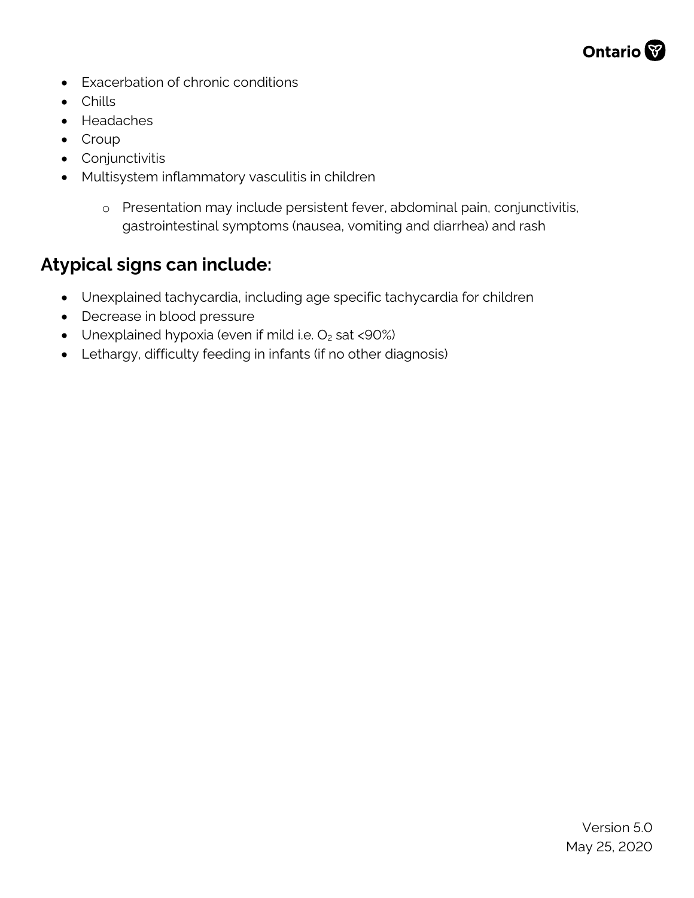- Exacerbation of chronic conditions
- Chills
- Headaches
- Croup
- Conjunctivitis
- Multisystem inflammatory vasculitis in children
  - Presentation may include persistent fever, abdominal pain, conjunctivitis, gastrointestinal symptoms (nausea, vomiting and diarrhea) and rash

## Atypical signs can include:

- Unexplained tachycardia, including age specific tachycardia for children
- Decrease in blood pressure
- Unexplained hypoxia (even if mild i.e. $O_2$ sat <90%)
- Lethargy, difficulty feeding in infants (if no other diagnosis)

Version 5.0
May 25, 2020